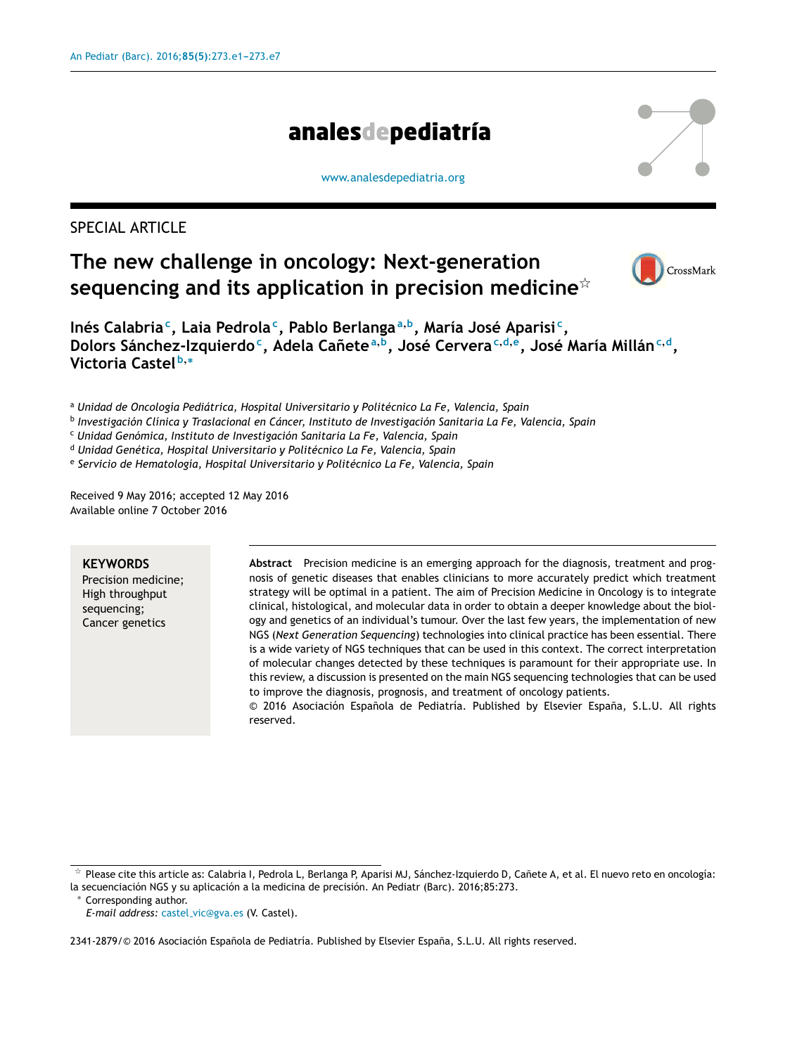SPECIAL ARTICLE

# The new challenge in oncology: Next-generation sequencing and its application in precision medicine☆

**Inés Calabria[c], Laia Pedrola[c], Pablo Berlanga[a,b], María José Aparisi[c], Dolors Sánchez-Izquierdo[c], Adela Cañete[a,b], José Cervera[c,d,e], José María Millán[c,d], Victoria Castel[b,*]**

[a] *Unidad de Oncología Pediátrica, Hospital Universitario y Politécnico La Fe, Valencia, Spain*
[b] *Investigación Clínica y Traslacional en Cáncer, Instituto de Investigación Sanitaria La Fe, Valencia, Spain*
[c] *Unidad Genómica, Instituto de Investigación Sanitaria La Fe, Valencia, Spain*
[d] *Unidad Genética, Hospital Universitario y Politécnico La Fe, Valencia, Spain*
[e] *Servicio de Hematología, Hospital Universitario y Politécnico La Fe, Valencia, Spain*

Received 9 May 2016; accepted 12 May 2016
Available online 7 October 2016

**KEYWORDS**
Precision medicine;
High throughput sequencing;
Cancer genetics

**Abstract** Precision medicine is an emerging approach for the diagnosis, treatment and prognosis of genetic diseases that enables clinicians to more accurately predict which treatment strategy will be optimal in a patient. The aim of Precision Medicine in Oncology is to integrate clinical, histological, and molecular data in order to obtain a deeper knowledge about the biology and genetics of an individual's tumour. Over the last few years, the implementation of new NGS (*Next Generation Sequencing*) technologies into clinical practice has been essential. There is a wide variety of NGS techniques that can be used in this context. The correct interpretation of molecular changes detected by these techniques is paramount for their appropriate use. In this review, a discussion is presented on the main NGS sequencing technologies that can be used to improve the diagnosis, prognosis, and treatment of oncology patients.
© 2016 Asociación Española de Pediatría. Published by Elsevier España, S.L.U. All rights reserved.

☆ Please cite this article as: Calabria I, Pedrola L, Berlanga P, Aparisi MJ, Sánchez-Izquierdo D, Cañete A, et al. El nuevo reto en oncología: la secuenciación NGS y su aplicación a la medicina de precisión. An Pediatr (Barc). 2016;85:273.

\* Corresponding author.
*E-mail address:* castel_vic@gva.es (V. Castel).

2341-2879/© 2016 Asociación Española de Pediatría. Published by Elsevier España, S.L.U. All rights reserved.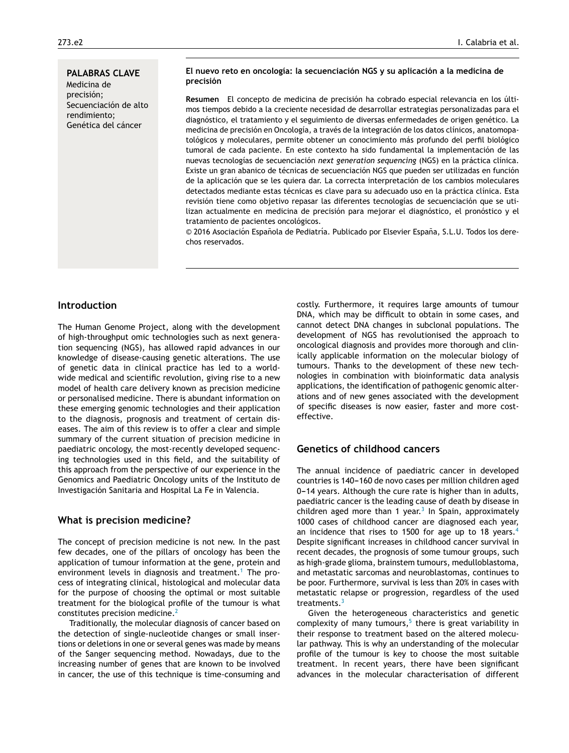**PALABRAS CLAVE**
Medicina de precisión;
Secuenciación de alto rendimiento;
Genética del cáncer

**El nuevo reto en oncología: la secuenciación NGS y su aplicación a la medicina de precisión**

**Resumen** El concepto de medicina de precisión ha cobrado especial relevancia en los últimos tiempos debido a la creciente necesidad de desarrollar estrategias personalizadas para el diagnóstico, el tratamiento y el seguimiento de diversas enfermedades de origen genético. La medicina de precisión en Oncología, a través de la integración de los datos clínicos, anatomopatológicos y moleculares, permite obtener un conocimiento más profundo del perfil biológico tumoral de cada paciente. En este contexto ha sido fundamental la implementación de las nuevas tecnologías de secuenciación *next generation sequencing* (NGS) en la práctica clínica. Existe un gran abanico de técnicas de secuenciación NGS que pueden ser utilizadas en función de la aplicación que se les quiera dar. La correcta interpretación de los cambios moleculares detectados mediante estas técnicas es clave para su adecuado uso en la práctica clínica. Esta revisión tiene como objetivo repasar las diferentes tecnologías de secuenciación que se utilizan actualmente en medicina de precisión para mejorar el diagnóstico, el pronóstico y el tratamiento de pacientes oncológicos.
© 2016 Asociación Española de Pediatría. Publicado por Elsevier España, S.L.U. Todos los derechos reservados.

## Introduction

The Human Genome Project, along with the development of high-throughput omic technologies such as next generation sequencing (NGS), has allowed rapid advances in our knowledge of disease-causing genetic alterations. The use of genetic data in clinical practice has led to a worldwide medical and scientific revolution, giving rise to a new model of health care delivery known as precision medicine or personalised medicine. There is abundant information on these emerging genomic technologies and their application to the diagnosis, prognosis and treatment of certain diseases. The aim of this review is to offer a clear and simple summary of the current situation of precision medicine in paediatric oncology, the most-recently developed sequencing technologies used in this field, and the suitability of this approach from the perspective of our experience in the Genomics and Paediatric Oncology units of the Instituto de Investigación Sanitaria and Hospital La Fe in Valencia.

## What is precision medicine?

The concept of precision medicine is not new. In the past few decades, one of the pillars of oncology has been the application of tumour information at the gene, protein and environment levels in diagnosis and treatment.[1] The process of integrating clinical, histological and molecular data for the purpose of choosing the optimal or most suitable treatment for the biological profile of the tumour is what constitutes precision medicine.[2]

Traditionally, the molecular diagnosis of cancer based on the detection of single-nucleotide changes or small insertions or deletions in one or several genes was made by means of the Sanger sequencing method. Nowadays, due to the increasing number of genes that are known to be involved in cancer, the use of this technique is time-consuming and costly. Furthermore, it requires large amounts of tumour DNA, which may be difficult to obtain in some cases, and cannot detect DNA changes in subclonal populations. The development of NGS has revolutionised the approach to oncological diagnosis and provides more thorough and clinically applicable information on the molecular biology of tumours. Thanks to the development of these new technologies in combination with bioinformatic data analysis applications, the identification of pathogenic genomic alterations and of new genes associated with the development of specific diseases is now easier, faster and more cost-effective.

## Genetics of childhood cancers

The annual incidence of paediatric cancer in developed countries is 140–160 de novo cases per million children aged 0–14 years. Although the cure rate is higher than in adults, paediatric cancer is the leading cause of death by disease in children aged more than 1 year.[3] In Spain, approximately 1000 cases of childhood cancer are diagnosed each year, an incidence that rises to 1500 for age up to 18 years.[4] Despite significant increases in childhood cancer survival in recent decades, the prognosis of some tumour groups, such as high-grade glioma, brainstem tumours, medulloblastoma, and metastatic sarcomas and neuroblastomas, continues to be poor. Furthermore, survival is less than 20% in cases with metastatic relapse or progression, regardless of the used treatments.[3]

Given the heterogeneous characteristics and genetic complexity of many tumours,[5] there is great variability in their response to treatment based on the altered molecular pathway. This is why an understanding of the molecular profile of the tumour is key to choose the most suitable treatment. In recent years, there have been significant advances in the molecular characterisation of different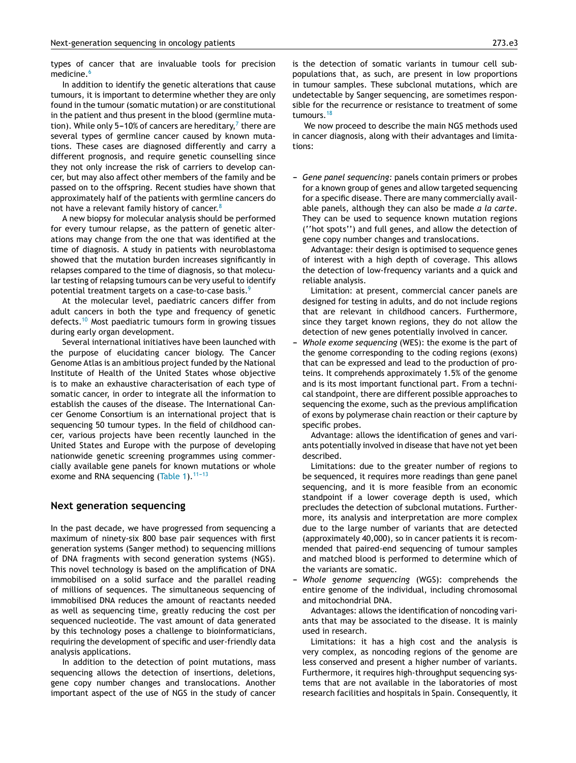types of cancer that are invaluable tools for precision medicine.[6]

In addition to identify the genetic alterations that cause tumours, it is important to determine whether they are only found in the tumour (somatic mutation) or are constitutional in the patient and thus present in the blood (germline mutation). While only 5–10% of cancers are hereditary,[7] there are several types of germline cancer caused by known mutations. These cases are diagnosed differently and carry a different prognosis, and require genetic counselling since they not only increase the risk of carriers to develop cancer, but may also affect other members of the family and be passed on to the offspring. Recent studies have shown that approximately half of the patients with germline cancers do not have a relevant family history of cancer.[8]

A new biopsy for molecular analysis should be performed for every tumour relapse, as the pattern of genetic alterations may change from the one that was identified at the time of diagnosis. A study in patients with neuroblastoma showed that the mutation burden increases significantly in relapses compared to the time of diagnosis, so that molecular testing of relapsing tumours can be very useful to identify potential treatment targets on a case-to-case basis.[9]

At the molecular level, paediatric cancers differ from adult cancers in both the type and frequency of genetic defects.[10] Most paediatric tumours form in growing tissues during early organ development.

Several international initiatives have been launched with the purpose of elucidating cancer biology. The Cancer Genome Atlas is an ambitious project funded by the National Institute of Health of the United States whose objective is to make an exhaustive characterisation of each type of somatic cancer, in order to integrate all the information to establish the causes of the disease. The International Cancer Genome Consortium is an international project that is sequencing 50 tumour types. In the field of childhood cancer, various projects have been recently launched in the United States and Europe with the purpose of developing nationwide genetic screening programmes using commercially available gene panels for known mutations or whole exome and RNA sequencing (Table 1).[11–13]

## Next generation sequencing

In the past decade, we have progressed from sequencing a maximum of ninety-six 800 base pair sequences with first generation systems (Sanger method) to sequencing millions of DNA fragments with second generation systems (NGS). This novel technology is based on the amplification of DNA immobilised on a solid surface and the parallel reading of millions of sequences. The simultaneous sequencing of immobilised DNA reduces the amount of reactants needed as well as sequencing time, greatly reducing the cost per sequenced nucleotide. The vast amount of data generated by this technology poses a challenge to bioinformaticians, requiring the development of specific and user-friendly data analysis applications.

In addition to the detection of point mutations, mass sequencing allows the detection of insertions, deletions, gene copy number changes and translocations. Another important aspect of the use of NGS in the study of cancer is the detection of somatic variants in tumour cell subpopulations that, as such, are present in low proportions in tumour samples. These subclonal mutations, which are undetectable by Sanger sequencing, are sometimes responsible for the recurrence or resistance to treatment of some tumours.[18]

We now proceed to describe the main NGS methods used in cancer diagnosis, along with their advantages and limitations:

- *Gene panel sequencing:* panels contain primers or probes for a known group of genes and allow targeted sequencing for a specific disease. There are many commercially available panels, although they can also be made *a la carte*. They can be used to sequence known mutation regions (''hot spots'') and full genes, and allow the detection of gene copy number changes and translocations.

  Advantage: their design is optimised to sequence genes of interest with a high depth of coverage. This allows the detection of low-frequency variants and a quick and reliable analysis.

  Limitation: at present, commercial cancer panels are designed for testing in adults, and do not include regions that are relevant in childhood cancers. Furthermore, since they target known regions, they do not allow the detection of new genes potentially involved in cancer.
- *Whole exome sequencing* (WES): the exome is the part of the genome corresponding to the coding regions (exons) that can be expressed and lead to the production of proteins. It comprehends approximately 1.5% of the genome and is its most important functional part. From a technical standpoint, there are different possible approaches to sequencing the exome, such as the previous amplification of exons by polymerase chain reaction or their capture by specific probes.

  Advantage: allows the identification of genes and variants potentially involved in disease that have not yet been described.

  Limitations: due to the greater number of regions to be sequenced, it requires more readings than gene panel sequencing, and it is more feasible from an economic standpoint if a lower coverage depth is used, which precludes the detection of subclonal mutations. Furthermore, its analysis and interpretation are more complex due to the large number of variants that are detected (approximately 40,000), so in cancer patients it is recommended that paired-end sequencing of tumour samples and matched blood is performed to determine which of the variants are somatic.
- *Whole genome sequencing* (WGS): comprehends the entire genome of the individual, including chromosomal and mitochondrial DNA.

  Advantages: allows the identification of noncoding variants that may be associated to the disease. It is mainly used in research.

  Limitations: it has a high cost and the analysis is very complex, as noncoding regions of the genome are less conserved and present a higher number of variants. Furthermore, it requires high-throughput sequencing systems that are not available in the laboratories of most research facilities and hospitals in Spain. Consequently, it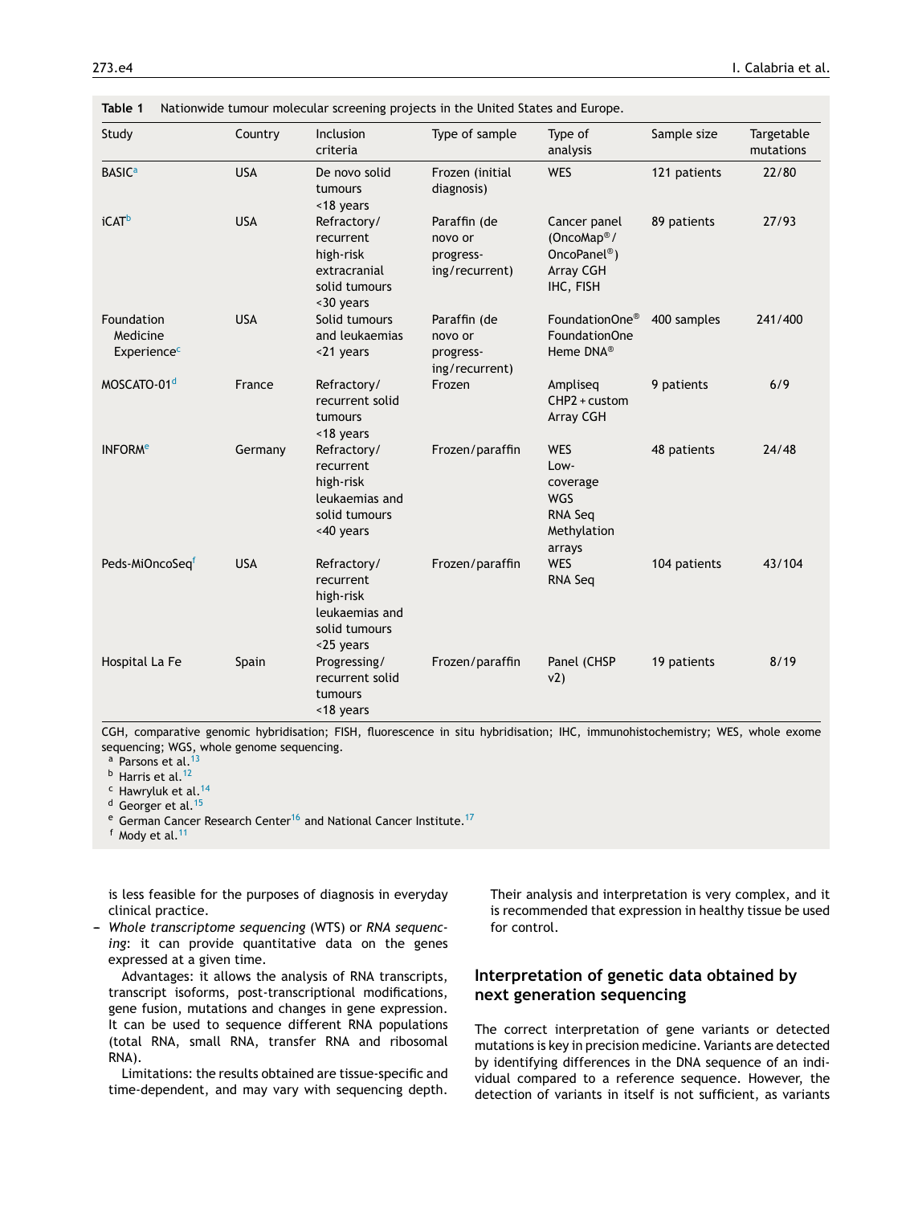**Table 1** Nationwide tumour molecular screening projects in the United States and Europe.

| Study | Country | Inclusion criteria | Type of sample | Type of analysis | Sample size | Targetable mutations |
|---|---|---|---|---|---|---|
| BASIC[a] | USA | De novo solid tumours <18 years | Frozen (initial diagnosis) | WES | 121 patients | 22/80 |
| iCAT[b] | USA | Refractory/ recurrent high-risk extracranial solid tumours <30 years | Paraffin (de novo or progressing/recurrent) | Cancer panel (OncoMap®/ OncoPanel®) Array CGH IHC, FISH | 89 patients | 27/93 |
| Foundation Medicine Experience[c] | USA | Solid tumours and leukaemias <21 years | Paraffin (de novo or progressing/recurrent) | FoundationOne® FoundationOne Heme DNA® | 400 samples | 241/400 |
| MOSCATO-01[d] | France | Refractory/ recurrent solid tumours <18 years | Frozen | Ampliseq CHP2 + custom Array CGH | 9 patients | 6/9 |
| INFORM[e] | Germany | Refractory/ recurrent high-risk leukaemias and solid tumours <40 years | Frozen/paraffin | WES Low-coverage WGS RNA Seq Methylation arrays | 48 patients | 24/48 |
| Peds-MiOncoSeq[f] | USA | Refractory/ recurrent high-risk leukaemias and solid tumours <25 years | Frozen/paraffin | WES RNA Seq | 104 patients | 43/104 |
| Hospital La Fe | Spain | Progressing/ recurrent solid tumours <18 years | Frozen/paraffin | Panel (CHSP v2) | 19 patients | 8/19 |

CGH, comparative genomic hybridisation; FISH, fluorescence in situ hybridisation; IHC, immunohistochemistry; WES, whole exome sequencing; WGS, whole genome sequencing.

[a] Parsons et al.[13]
[b] Harris et al.[12]
[c] Hawryluk et al.[14]
[d] Georger et al.[15]
[e] German Cancer Research Center[16] and National Cancer Institute.[17]
[f] Mody et al.[11]

is less feasible for the purposes of diagnosis in everyday clinical practice.

- *Whole transcriptome sequencing* (WTS) or *RNA sequencing*: it can provide quantitative data on the genes expressed at a given time.

  Advantages: it allows the analysis of RNA transcripts, transcript isoforms, post-transcriptional modifications, gene fusion, mutations and changes in gene expression. It can be used to sequence different RNA populations (total RNA, small RNA, transfer RNA and ribosomal RNA).

  Limitations: the results obtained are tissue-specific and time-dependent, and may vary with sequencing depth. Their analysis and interpretation is very complex, and it is recommended that expression in healthy tissue be used for control.

## Interpretation of genetic data obtained by next generation sequencing

The correct interpretation of gene variants or detected mutations is key in precision medicine. Variants are detected by identifying differences in the DNA sequence of an individual compared to a reference sequence. However, the detection of variants in itself is not sufficient, as variants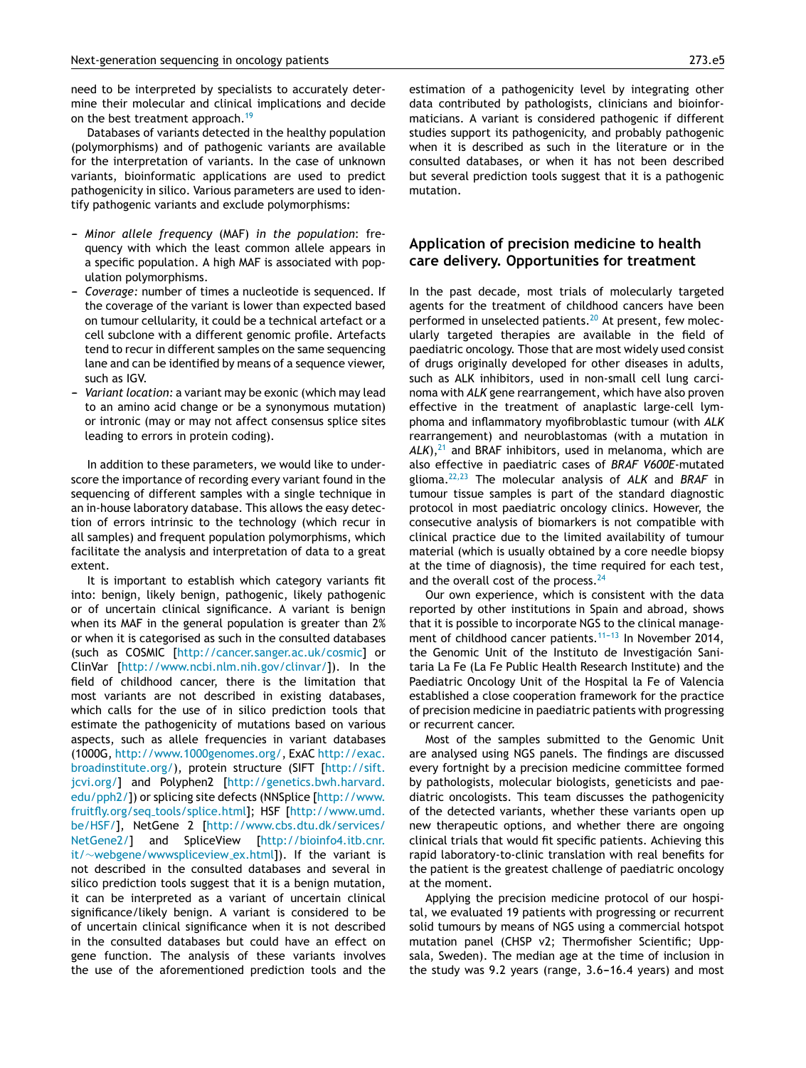need to be interpreted by specialists to accurately determine their molecular and clinical implications and decide on the best treatment approach.[19]

Databases of variants detected in the healthy population (polymorphisms) and of pathogenic variants are available for the interpretation of variants. In the case of unknown variants, bioinformatic applications are used to predict pathogenicity in silico. Various parameters are used to identify pathogenic variants and exclude polymorphisms:

- *Minor allele frequency* (MAF) *in the population*: frequency with which the least common allele appears in a specific population. A high MAF is associated with population polymorphisms.
- *Coverage:* number of times a nucleotide is sequenced. If the coverage of the variant is lower than expected based on tumour cellularity, it could be a technical artefact or a cell subclone with a different genomic profile. Artefacts tend to recur in different samples on the same sequencing lane and can be identified by means of a sequence viewer, such as IGV.
- *Variant location:* a variant may be exonic (which may lead to an amino acid change or be a synonymous mutation) or intronic (may or may not affect consensus splice sites leading to errors in protein coding).

In addition to these parameters, we would like to underscore the importance of recording every variant found in the sequencing of different samples with a single technique in an in-house laboratory database. This allows the easy detection of errors intrinsic to the technology (which recur in all samples) and frequent population polymorphisms, which facilitate the analysis and interpretation of data to a great extent.

It is important to establish which category variants fit into: benign, likely benign, pathogenic, likely pathogenic or of uncertain clinical significance. A variant is benign when its MAF in the general population is greater than 2% or when it is categorised as such in the consulted databases (such as COSMIC [http://cancer.sanger.ac.uk/cosmic] or ClinVar [http://www.ncbi.nlm.nih.gov/clinvar/]). In the field of childhood cancer, there is the limitation that most variants are not described in existing databases, which calls for the use of in silico prediction tools that estimate the pathogenicity of mutations based on various aspects, such as allele frequencies in variant databases (1000G, http://www.1000genomes.org/, ExAC http://exac.broadinstitute.org/), protein structure (SIFT [http://sift.jcvi.org/] and Polyphen2 [http://genetics.bwh.harvard.edu/pph2/]) or splicing site defects (NNSplice [http://www.fruitfly.org/seq_tools/splice.html]; HSF [http://www.umd.be/HSF/], NetGene 2 [http://www.cbs.dtu.dk/services/NetGene2/] and SpliceView [http://bioinfo4.itb.cnr.it/~webgene/wwwspliceview_ex.html]). If the variant is not described in the consulted databases and several in silico prediction tools suggest that it is a benign mutation, it can be interpreted as a variant of uncertain clinical significance/likely benign. A variant is considered to be of uncertain clinical significance when it is not described in the consulted databases but could have an effect on gene function. The analysis of these variants involves the use of the aforementioned prediction tools and the estimation of a pathogenicity level by integrating other data contributed by pathologists, clinicians and bioinformaticians. A variant is considered pathogenic if different studies support its pathogenicity, and probably pathogenic when it is described as such in the literature or in the consulted databases, or when it has not been described but several prediction tools suggest that it is a pathogenic mutation.

## Application of precision medicine to health care delivery. Opportunities for treatment

In the past decade, most trials of molecularly targeted agents for the treatment of childhood cancers have been performed in unselected patients.[20] At present, few molecularly targeted therapies are available in the field of paediatric oncology. Those that are most widely used consist of drugs originally developed for other diseases in adults, such as ALK inhibitors, used in non-small cell lung carcinoma with *ALK* gene rearrangement, which have also proven effective in the treatment of anaplastic large-cell lymphoma and inflammatory myofibroblastic tumour (with *ALK* rearrangement) and neuroblastomas (with a mutation in *ALK*),[21] and BRAF inhibitors, used in melanoma, which are also effective in paediatric cases of ***BRAF V600E***-mutated glioma.[22,23] The molecular analysis of *ALK* and *BRAF* in tumour tissue samples is part of the standard diagnostic protocol in most paediatric oncology clinics. However, the consecutive analysis of biomarkers is not compatible with clinical practice due to the limited availability of tumour material (which is usually obtained by a core needle biopsy at the time of diagnosis), the time required for each test, and the overall cost of the process.[24]

Our own experience, which is consistent with the data reported by other institutions in Spain and abroad, shows that it is possible to incorporate NGS to the clinical management of childhood cancer patients.[11-13] In November 2014, the Genomic Unit of the Instituto de Investigación Sanitaria La Fe (La Fe Public Health Research Institute) and the Paediatric Oncology Unit of the Hospital la Fe of Valencia established a close cooperation framework for the practice of precision medicine in paediatric patients with progressing or recurrent cancer.

Most of the samples submitted to the Genomic Unit are analysed using NGS panels. The findings are discussed every fortnight by a precision medicine committee formed by pathologists, molecular biologists, geneticists and paediatric oncologists. This team discusses the pathogenicity of the detected variants, whether these variants open up new therapeutic options, and whether there are ongoing clinical trials that would fit specific patients. Achieving this rapid laboratory-to-clinic translation with real benefits for the patient is the greatest challenge of paediatric oncology at the moment.

Applying the precision medicine protocol of our hospital, we evaluated 19 patients with progressing or recurrent solid tumours by means of NGS using a commercial hotspot mutation panel (CHSP v2; Thermofisher Scientific; Uppsala, Sweden). The median age at the time of inclusion in the study was 9.2 years (range, 3.6–16.4 years) and most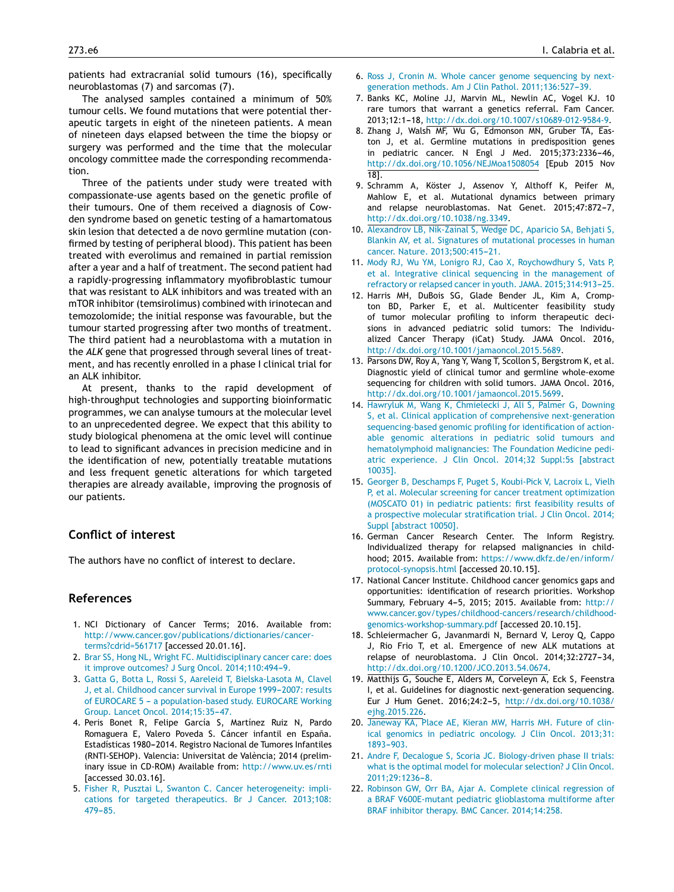patients had extracranial solid tumours (16), specifically neuroblastomas (7) and sarcomas (7).

The analysed samples contained a minimum of 50% tumour cells. We found mutations that were potential therapeutic targets in eight of the nineteen patients. A mean of nineteen days elapsed between the time the biopsy or surgery was performed and the time that the molecular oncology committee made the corresponding recommendation.

Three of the patients under study were treated with compassionate-use agents based on the genetic profile of their tumours. One of them received a diagnosis of Cowden syndrome based on genetic testing of a hamartomatous skin lesion that detected a de novo germline mutation (confirmed by testing of peripheral blood). This patient has been treated with everolimus and remained in partial remission after a year and a half of treatment. The second patient had a rapidly-progressing inflammatory myofibroblastic tumour that was resistant to ALK inhibitors and was treated with an mTOR inhibitor (temsirolimus) combined with irinotecan and temozolomide; the initial response was favourable, but the tumour started progressing after two months of treatment. The third patient had a neuroblastoma with a mutation in the *ALK* gene that progressed through several lines of treatment, and has recently enrolled in a phase I clinical trial for an ALK inhibitor.

At present, thanks to the rapid development of high-throughput technologies and supporting bioinformatic programmes, we can analyse tumours at the molecular level to an unprecedented degree. We expect that this ability to study biological phenomena at the omic level will continue to lead to significant advances in precision medicine and in the identification of new, potentially treatable mutations and less frequent genetic alterations for which targeted therapies are already available, improving the prognosis of our patients.

## Conflict of interest

The authors have no conflict of interest to declare.

## References

1. NCI Dictionary of Cancer Terms; 2016. Available from: http://www.cancer.gov/publications/dictionaries/cancer-terms?cdrid=561717 [accessed 20.01.16].
2. Brar SS, Hong NL, Wright FC. Multidisciplinary cancer care: does it improve outcomes? J Surg Oncol. 2014;110:494–9.
3. Gatta G, Botta L, Rossi S, Aareleid T, Bielska-Lasota M, Clavel J, et al. Childhood cancer survival in Europe 1999–2007: results of EUROCARE 5 – a population-based study. EUROCARE Working Group. Lancet Oncol. 2014;15:35–47.
4. Peris Bonet R, Felipe García S, Martínez Ruiz N, Pardo Romaguera E, Valero Poveda S. Cáncer infantil en España. Estadísticas 1980–2014. Registro Nacional de Tumores Infantiles (RNTI-SEHOP). Valencia: Universitat de València; 2014 (preliminary issue in CD-ROM) Available from: http://www.uv.es/rnti [accessed 30.03.16].
5. Fisher R, Pusztai L, Swanton C. Cancer heterogeneity: implications for targeted therapeutics. Br J Cancer. 2013;108:479–85.
6. Ross J, Cronin M. Whole cancer genome sequencing by next-generation methods. Am J Clin Pathol. 2011;136:527–39.
7. Banks KC, Moline JJ, Marvin ML, Newlin AC, Vogel KJ. 10 rare tumors that warrant a genetics referral. Fam Cancer. 2013;12:1–18, http://dx.doi.org/10.1007/s10689-012-9584-9.
8. Zhang J, Walsh MF, Wu G, Edmonson MN, Gruber TA, Easton J, et al. Germline mutations in predisposition genes in pediatric cancer. N Engl J Med. 2015;373:2336–46, http://dx.doi.org/10.1056/NEJMoa1508054 [Epub 2015 Nov 18].
9. Schramm A, Köster J, Assenov Y, Althoff K, Peifer M, Mahlow E, et al. Mutational dynamics between primary and relapse neuroblastomas. Nat Genet. 2015;47:872–7, http://dx.doi.org/10.1038/ng.3349.
10. Alexandrov LB, Nik-Zainal S, Wedge DC, Aparicio SA, Behjati S, Blankin AV, et al. Signatures of mutational processes in human cancer. Nature. 2013;500:415–21.
11. Mody RJ, Wu YM, Lonigro RJ, Cao X, Roychowdhury S, Vats P, et al. Integrative clinical sequencing in the management of refractory or relapsed cancer in youth. JAMA. 2015;314:913–25.
12. Harris MH, DuBois SG, Glade Bender JL, Kim A, Crompton BD, Parker E, et al. Multicenter feasibility study of tumor molecular profiling to inform therapeutic decisions in advanced pediatric solid tumors: The Individualized Cancer Therapy (iCat) Study. JAMA Oncol. 2016, http://dx.doi.org/10.1001/jamaoncol.2015.5689.
13. Parsons DW, Roy A, Yang Y, Wang T, Scollon S, Bergstrom K, et al. Diagnostic yield of clinical tumor and germline whole-exome sequencing for children with solid tumors. JAMA Oncol. 2016, http://dx.doi.org/10.1001/jamaoncol.2015.5699.
14. Hawryluk M, Wang K, Chmielecki J, Ali S, Palmer G, Downing S, et al. Clinical application of comprehensive next-generation sequencing-based genomic profiling for identification of actionable genomic alterations in pediatric solid tumours and hematolymphoid malignancies: The Foundation Medicine pediatric experience. J Clin Oncol. 2014;32 Suppl:5s [abstract 10035].
15. Georger B, Deschamps F, Puget S, Koubi-Pick V, Lacroix L, Vielh P, et al. Molecular screening for cancer treatment optimization (MOSCATO 01) in pediatric patients: first feasibility results of a prospective molecular stratification trial. J Clin Oncol. 2014; Suppl [abstract 10050].
16. German Cancer Research Center. The Inform Registry. Individualized therapy for relapsed malignancies in childhood; 2015. Available from: https://www.dkfz.de/en/inform/protocol-synopsis.html [accessed 20.10.15].
17. National Cancer Institute. Childhood cancer genomics gaps and opportunities: identification of research priorities. Workshop Summary, February 4–5, 2015; 2015. Available from: http://www.cancer.gov/types/childhood-cancers/research/childhood-genomics-workshop-summary.pdf [accessed 20.10.15].
18. Schleiermacher G, Javanmardi N, Bernard V, Leroy Q, Cappo J, Rio Frio T, et al. Emergence of new ALK mutations at relapse of neuroblastoma. J Clin Oncol. 2014;32:2727–34, http://dx.doi.org/10.1200/JCO.2013.54.0674.
19. Matthijs G, Souche E, Alders M, Corveleyn A, Eck S, Feenstra I, et al. Guidelines for diagnostic next-generation sequencing. Eur J Hum Genet. 2016;24:2–5, http://dx.doi.org/10.1038/ejhg.2015.226.
20. Janeway KA, Place AE, Kieran MW, Harris MH. Future of clinical genomics in pediatric oncology. J Clin Oncol. 2013;31:1893–903.
21. Andre F, Decalogue S, Scoria JC. Biology-driven phase II trials: what is the optimal model for molecular selection? J Clin Oncol. 2011;29:1236–8.
22. Robinson GW, Orr BA, Ajar A. Complete clinical regression of a BRAF V600E-mutant pediatric glioblastoma multiforme after BRAF inhibitor therapy. BMC Cancer. 2014;14:258.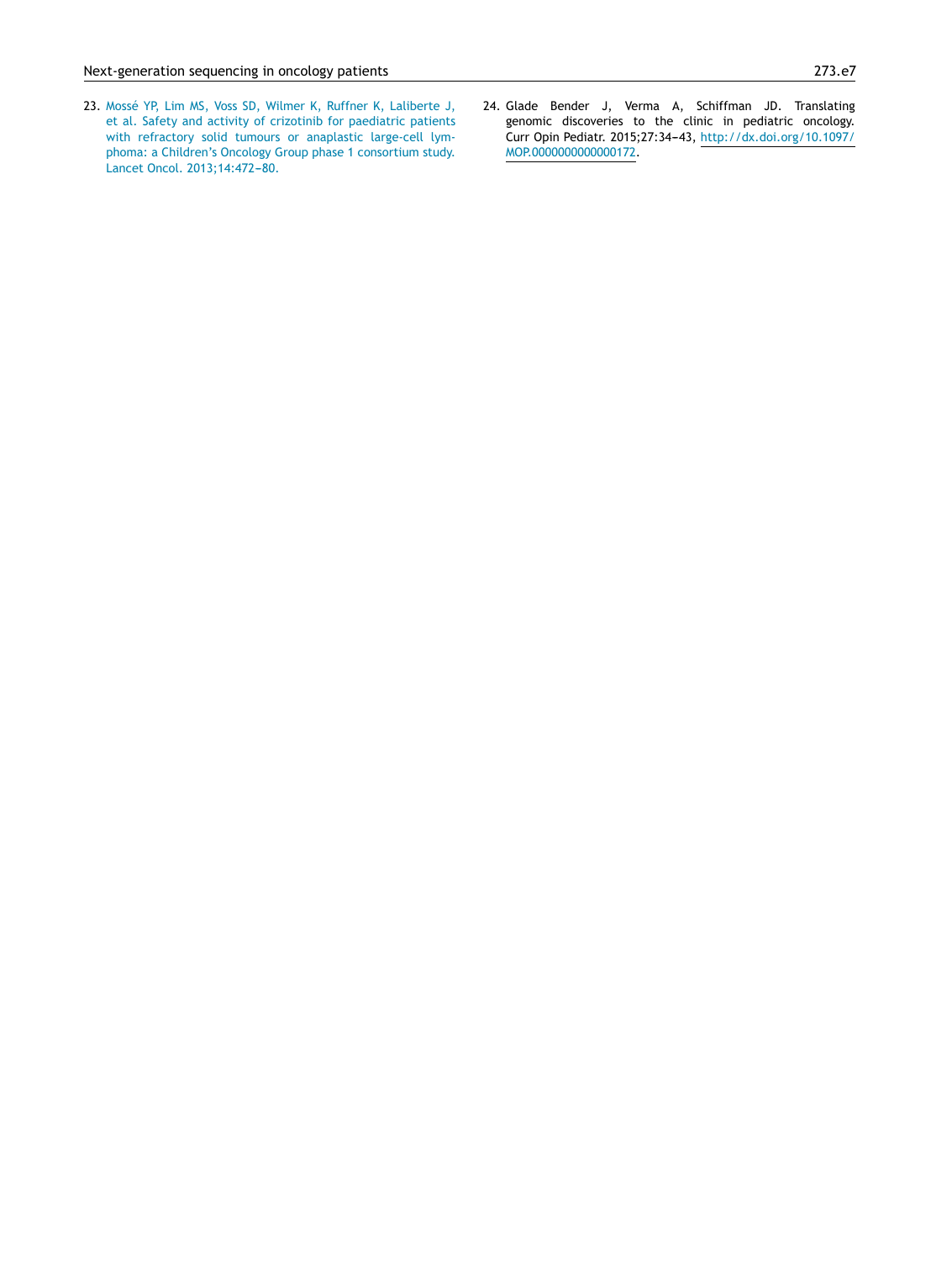23. Mossé YP, Lim MS, Voss SD, Wilmer K, Ruffner K, Laliberte J, et al. Safety and activity of crizotinib for paediatric patients with refractory solid tumours or anaplastic large-cell lymphoma: a Children's Oncology Group phase 1 consortium study. Lancet Oncol. 2013;14:472–80.
24. Glade Bender J, Verma A, Schiffman JD. Translating genomic discoveries to the clinic in pediatric oncology. Curr Opin Pediatr. 2015;27:34–43, http://dx.doi.org/10.1097/MOP.0000000000000172.